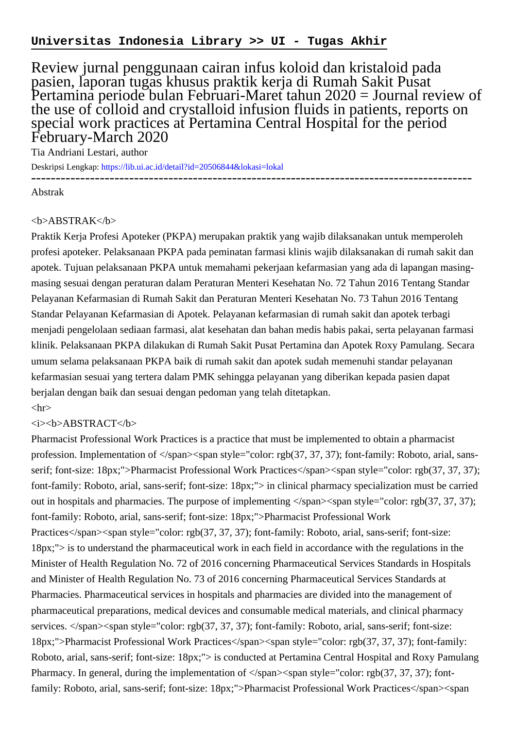**Universitas Indonesia Library >> UI - Tugas Akhir**

# Review jurnal penggunaan cairan infus koloid dan kristaloid pada pasien, laporan tugas khusus praktik kerja di Rumah Sakit Pusat Pertamina periode bulan Februari-Maret tahun 2020 = Journal review of the use of colloid and crystalloid infusion fluids in patients, reports on special work practices at Pertamina Central Hospital for the period February-March 2020

Tia Andriani Lestari, author

Deskripsi Lengkap: https://lib.ui.ac.id/detail?id=20506844&lokasi=lokal

------------------------------------------------------------------------------------------

Abstrak

<b>ABSTRAK</b>

Praktik Kerja Profesi Apoteker (PKPA) merupakan praktik yang wajib dilaksanakan untuk memperoleh profesi apoteker. Pelaksanaan PKPA pada peminatan farmasi klinis wajib dilaksanakan di rumah sakit dan apotek. Tujuan pelaksanaan PKPA untuk memahami pekerjaan kefarmasian yang ada di lapangan masing-masing sesuai dengan peraturan dalam Peraturan Menteri Kesehatan No. 72 Tahun 2016 Tentang Standar Pelayanan Kefarmasian di Rumah Sakit dan Peraturan Menteri Kesehatan No. 73 Tahun 2016 Tentang Standar Pelayanan Kefarmasian di Apotek. Pelayanan kefarmasian di rumah sakit dan apotek terbagi menjadi pengelolaan sediaan farmasi, alat kesehatan dan bahan medis habis pakai, serta pelayanan farmasi klinik. Pelaksanaan PKPA dilakukan di Rumah Sakit Pusat Pertamina dan Apotek Roxy Pamulang. Secara umum selama pelaksanaan PKPA baik di rumah sakit dan apotek sudah memenuhi standar pelayanan kefarmasian sesuai yang tertera dalam PMK sehingga pelayanan yang diberikan kepada pasien dapat berjalan dengan baik dan sesuai dengan pedoman yang telah ditetapkan.

<hr>

<i><b>ABSTRACT</b>

Pharmacist Professional Work Practices is a practice that must be implemented to obtain a pharmacist profession. Implementation of </span><span style="color: rgb(37, 37, 37); font-family: Roboto, arial, sans-serif; font-size: 18px;">Pharmacist Professional Work Practices</span><span style="color: rgb(37, 37, 37); font-family: Roboto, arial, sans-serif; font-size: 18px;"> in clinical pharmacy specialization must be carried out in hospitals and pharmacies. The purpose of implementing </span><span style="color: rgb(37, 37, 37); font-family: Roboto, arial, sans-serif; font-size: 18px;">Pharmacist Professional Work Practices</span><span style="color: rgb(37, 37, 37); font-family: Roboto, arial, sans-serif; font-size: 18px;"> is to understand the pharmaceutical work in each field in accordance with the regulations in the Minister of Health Regulation No. 72 of 2016 concerning Pharmaceutical Services Standards in Hospitals and Minister of Health Regulation No. 73 of 2016 concerning Pharmaceutical Services Standards at Pharmacies. Pharmaceutical services in hospitals and pharmacies are divided into the management of pharmaceutical preparations, medical devices and consumable medical materials, and clinical pharmacy services. </span><span style="color: rgb(37, 37, 37); font-family: Roboto, arial, sans-serif; font-size: 18px;">Pharmacist Professional Work Practices</span><span style="color: rgb(37, 37, 37); font-family: Roboto, arial, sans-serif; font-size: 18px;"> is conducted at Pertamina Central Hospital and Roxy Pamulang Pharmacy. In general, during the implementation of </span><span style="color: rgb(37, 37, 37); font-family: Roboto, arial, sans-serif; font-size: 18px;">Pharmacist Professional Work Practices</span><span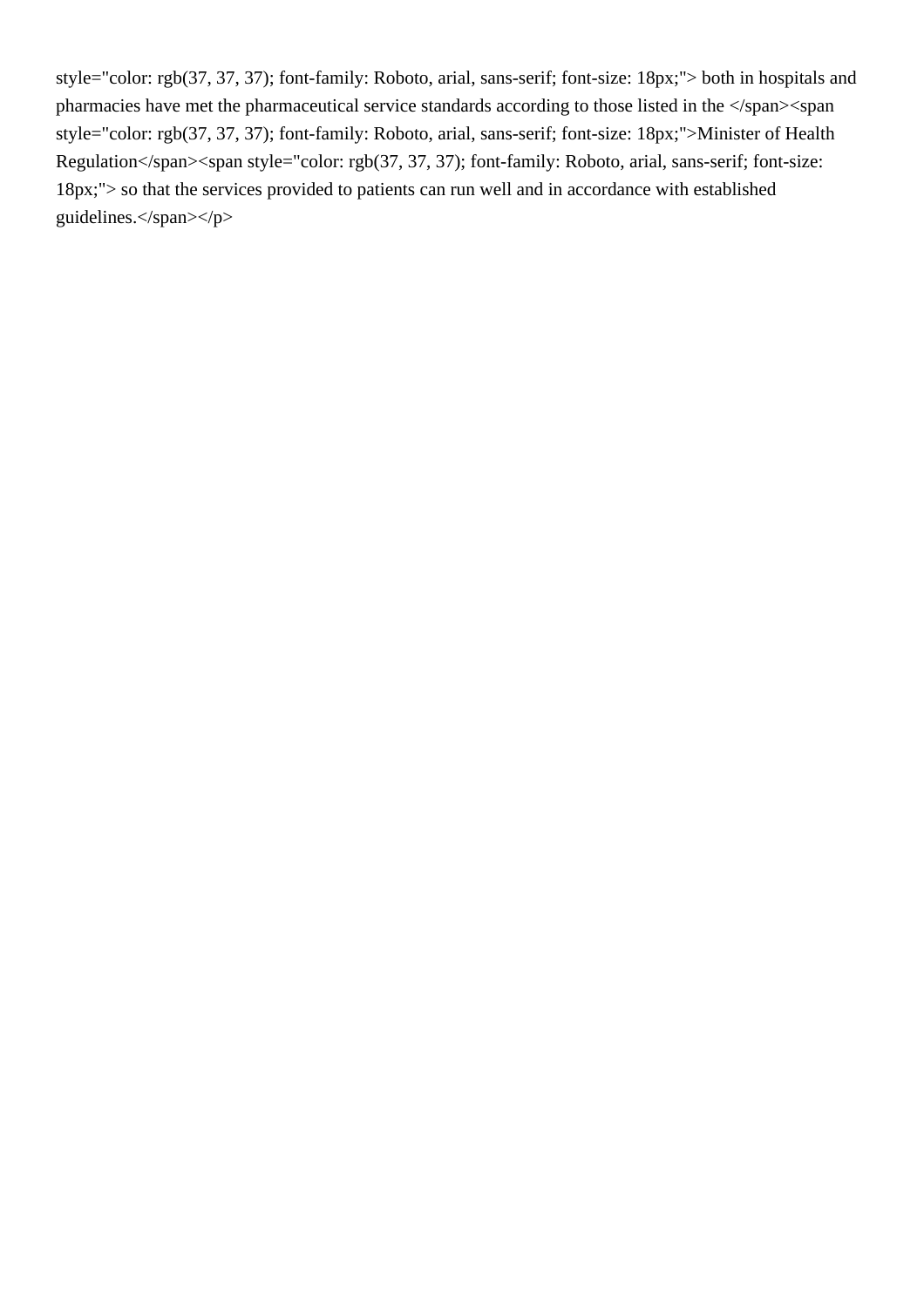style="color: rgb(37, 37, 37); font-family: Roboto, arial, sans-serif; font-size: 18px;"> both in hospitals and pharmacies have met the pharmaceutical service standards according to those listed in the </span><span style="color: rgb(37, 37, 37); font-family: Roboto, arial, sans-serif; font-size: 18px;">Minister of Health Regulation</span><span style="color: rgb(37, 37, 37); font-family: Roboto, arial, sans-serif; font-size: 18px;"> so that the services provided to patients can run well and in accordance with established guidelines.</span></p>